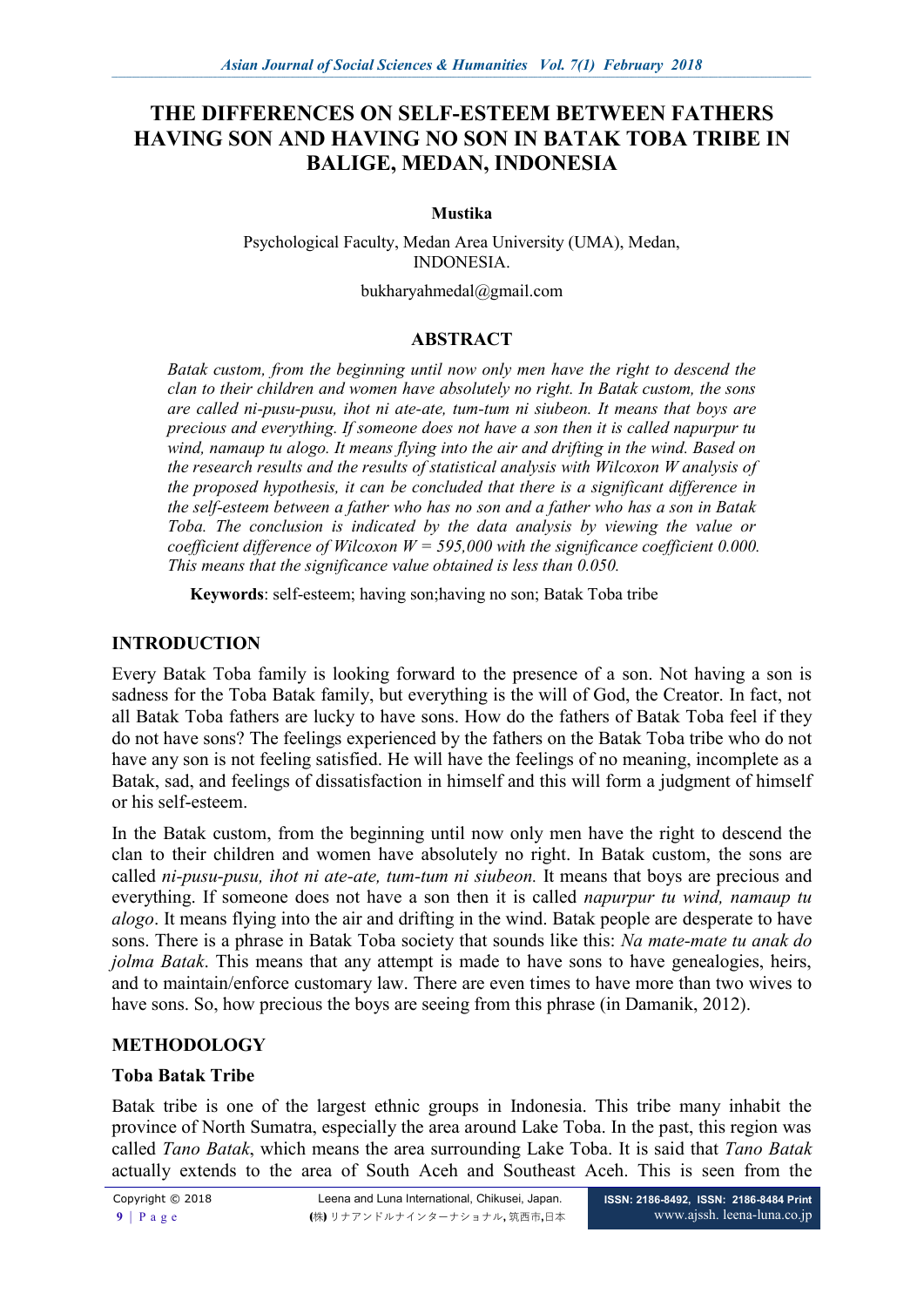# THE DIFFERENCES ON SELF-ESTEEM BETWEEN FATHERS HAVING SON AND HAVING NO SON IN BATAK TOBA TRIBE IN BALIGE, MEDAN, INDONESIA

**Mustika**

Psychological Faculty, Medan Area University (UMA), Medan, INDONESIA.

bukharyahmedal@gmail.com

## ABSTRACT

*Batak custom, from the beginning until now only men have the right to descend the clan to their children and women have absolutely no right. In Batak custom, the sons are called ni-pusu-pusu, ihot ni ate-ate, tum-tum ni siubeon. It means that boys are precious and everything. If someone does not have a son then it is called napurpur tu wind, namaup tu alogo. It means flying into the air and drifting in the wind. Based on the research results and the results of statistical analysis with Wilcoxon W analysis of the proposed hypothesis, it can be concluded that there is a significant difference in the self-esteem between a father who has no son and a father who has a son in Batak Toba. The conclusion is indicated by the data analysis by viewing the value or coefficient difference of Wilcoxon W = 595,000 with the significance coefficient 0.000. This means that the significance value obtained is less than 0.050.*

**Keywords**: self-esteem; having son;having no son; Batak Toba tribe

## INTRODUCTION

Every Batak Toba family is looking forward to the presence of a son. Not having a son is sadness for the Toba Batak family, but everything is the will of God, the Creator. In fact, not all Batak Toba fathers are lucky to have sons. How do the fathers of Batak Toba feel if they do not have sons? The feelings experienced by the fathers on the Batak Toba tribe who do not have any son is not feeling satisfied. He will have the feelings of no meaning, incomplete as a Batak, sad, and feelings of dissatisfaction in himself and this will form a judgment of himself or his self-esteem.

In the Batak custom, from the beginning until now only men have the right to descend the clan to their children and women have absolutely no right. In Batak custom, the sons are called *ni-pusu-pusu, ihot ni ate-ate, tum-tum ni siubeon.* It means that boys are precious and everything. If someone does not have a son then it is called *napurpur tu wind, namaup tu alogo*. It means flying into the air and drifting in the wind. Batak people are desperate to have sons. There is a phrase in Batak Toba society that sounds like this: *Na mate-mate tu anak do jolma Batak*. This means that any attempt is made to have sons to have genealogies, heirs, and to maintain/enforce customary law. There are even times to have more than two wives to have sons. So, how precious the boys are seeing from this phrase (in Damanik, 2012).

## METHODOLOGY

### Toba Batak Tribe

Batak tribe is one of the largest ethnic groups in Indonesia. This tribe many inhabit the province of North Sumatra, especially the area around Lake Toba. In the past, this region was called *Tano Batak*, which means the area surrounding Lake Toba. It is said that *Tano Batak* actually extends to the area of South Aceh and Southeast Aceh. This is seen from the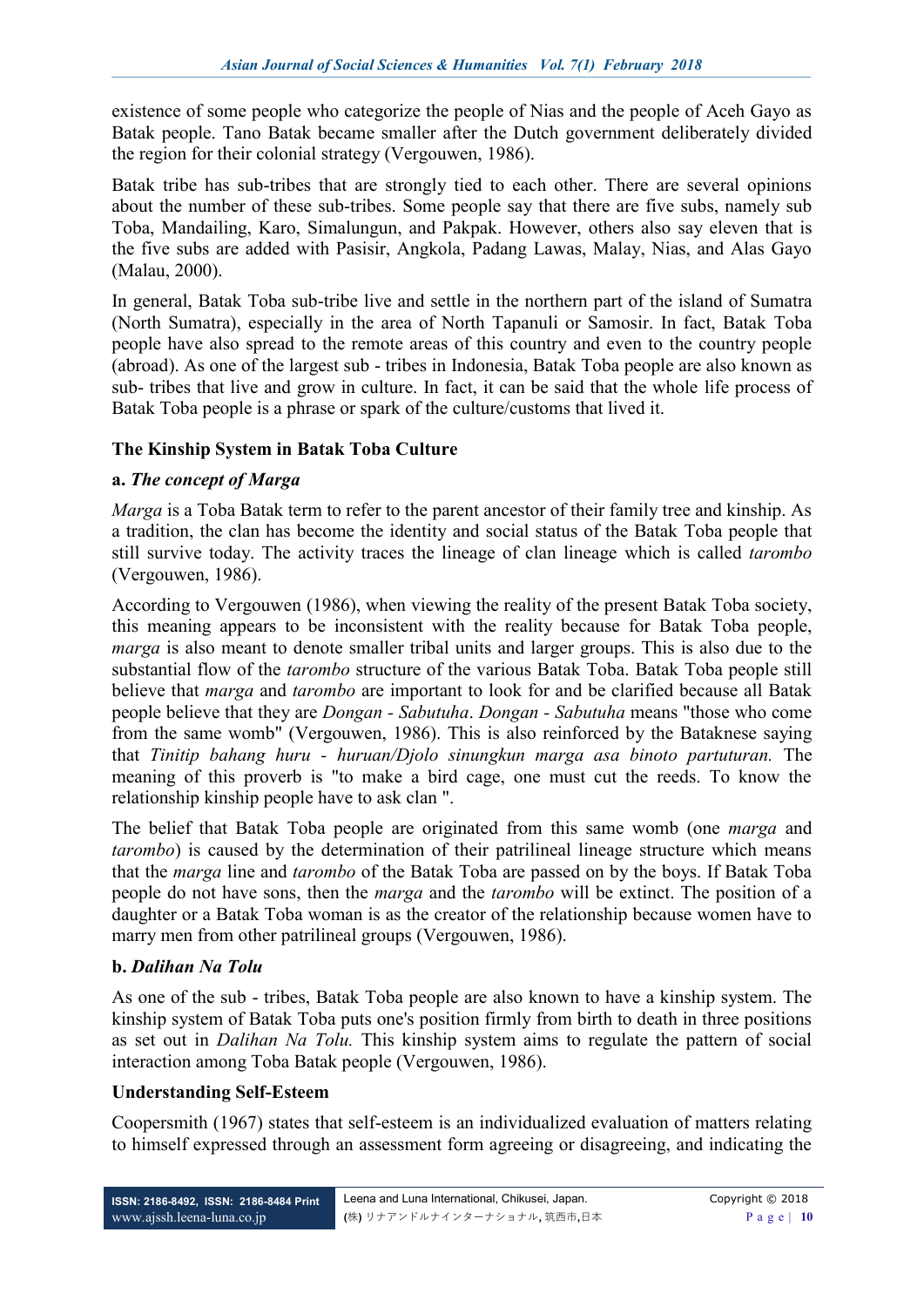existence of some people who categorize the people of Nias and the people of Aceh Gayo as Batak people. Tano Batak became smaller after the Dutch government deliberately divided the region for their colonial strategy (Vergouwen, 1986).

Batak tribe has sub-tribes that are strongly tied to each other. There are several opinions about the number of these sub-tribes. Some people say that there are five subs, namely sub Toba, Mandailing, Karo, Simalungun, and Pakpak. However, others also say eleven that is the five subs are added with Pasisir, Angkola, Padang Lawas, Malay, Nias, and Alas Gayo (Malau, 2000).

In general, Batak Toba sub-tribe live and settle in the northern part of the island of Sumatra (North Sumatra), especially in the area of North Tapanuli or Samosir. In fact, Batak Toba people have also spread to the remote areas of this country and even to the country people (abroad). As one of the largest sub - tribes in Indonesia, Batak Toba people are also known as sub- tribes that live and grow in culture. In fact, it can be said that the whole life process of Batak Toba people is a phrase or spark of the culture/customs that lived it.

## The Kinship System in Batak Toba Culture

### a. *The concept of Marga*

*Marga* is a Toba Batak term to refer to the parent ancestor of their family tree and kinship. As a tradition, the clan has become the identity and social status of the Batak Toba people that still survive today. The activity traces the lineage of clan lineage which is called *tarombo* (Vergouwen, 1986).

According to Vergouwen (1986), when viewing the reality of the present Batak Toba society, this meaning appears to be inconsistent with the reality because for Batak Toba people, *marga* is also meant to denote smaller tribal units and larger groups. This is also due to the substantial flow of the *tarombo* structure of the various Batak Toba. Batak Toba people still believe that *marga* and *tarombo* are important to look for and be clarified because all Batak people believe that they are *Dongan - Sabutuha*. *Dongan - Sabutuha* means "those who come from the same womb" (Vergouwen, 1986). This is also reinforced by the Bataknese saying that *Tinitip bahang huru - huruan/Djolo sinungkun marga asa binoto partuturan.* The meaning of this proverb is "to make a bird cage, one must cut the reeds. To know the relationship kinship people have to ask clan ".

The belief that Batak Toba people are originated from this same womb (one *marga* and *tarombo*) is caused by the determination of their patrilineal lineage structure which means that the *marga* line and *tarombo* of the Batak Toba are passed on by the boys. If Batak Toba people do not have sons, then the *marga* and the *tarombo* will be extinct. The position of a daughter or a Batak Toba woman is as the creator of the relationship because women have to marry men from other patrilineal groups (Vergouwen, 1986).

### b. *Dalihan Na Tolu*

As one of the sub - tribes, Batak Toba people are also known to have a kinship system. The kinship system of Batak Toba puts one's position firmly from birth to death in three positions as set out in *Dalihan Na Tolu.* This kinship system aims to regulate the pattern of social interaction among Toba Batak people (Vergouwen, 1986).

## Understanding Self-Esteem

Coopersmith (1967) states that self-esteem is an individualized evaluation of matters relating to himself expressed through an assessment form agreeing or disagreeing, and indicating the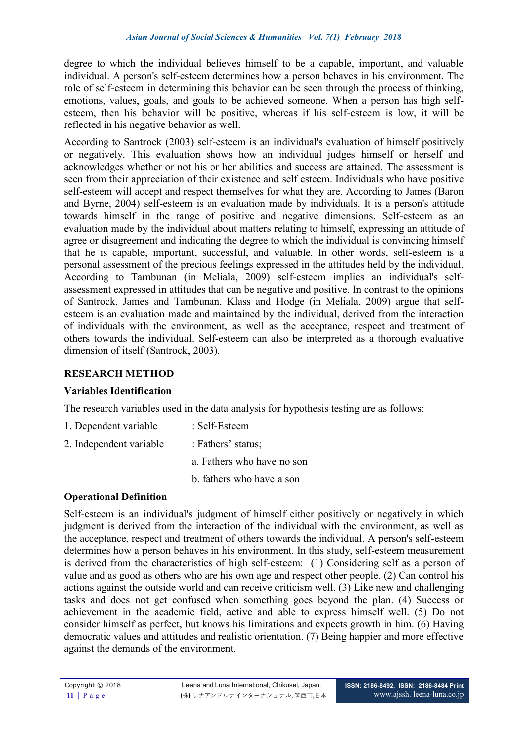degree to which the individual believes himself to be a capable, important, and valuable individual. A person's self-esteem determines how a person behaves in his environment. The role of self-esteem in determining this behavior can be seen through the process of thinking, emotions, values, goals, and goals to be achieved someone. When a person has high self-esteem, then his behavior will be positive, whereas if his self-esteem is low, it will be reflected in his negative behavior as well.

According to Santrock (2003) self-esteem is an individual's evaluation of himself positively or negatively. This evaluation shows how an individual judges himself or herself and acknowledges whether or not his or her abilities and success are attained. The assessment is seen from their appreciation of their existence and self esteem. Individuals who have positive self-esteem will accept and respect themselves for what they are. According to James (Baron and Byrne, 2004) self-esteem is an evaluation made by individuals. It is a person's attitude towards himself in the range of positive and negative dimensions. Self-esteem as an evaluation made by the individual about matters relating to himself, expressing an attitude of agree or disagreement and indicating the degree to which the individual is convincing himself that he is capable, important, successful, and valuable. In other words, self-esteem is a personal assessment of the precious feelings expressed in the attitudes held by the individual. According to Tambunan (in Meliala, 2009) self-esteem implies an individual's self-assessment expressed in attitudes that can be negative and positive. In contrast to the opinions of Santrock, James and Tambunan, Klass and Hodge (in Meliala, 2009) argue that self-esteem is an evaluation made and maintained by the individual, derived from the interaction of individuals with the environment, as well as the acceptance, respect and treatment of others towards the individual. Self-esteem can also be interpreted as a thorough evaluative dimension of itself (Santrock, 2003).

## RESEARCH METHOD

### Variables Identification

The research variables used in the data analysis for hypothesis testing are as follows:

1. Dependent variable : Self-Esteem
2. Independent variable : Fathers' status;
   a. Fathers who have no son
   b. fathers who have a son

### Operational Definition

Self-esteem is an individual's judgment of himself either positively or negatively in which judgment is derived from the interaction of the individual with the environment, as well as the acceptance, respect and treatment of others towards the individual. A person's self-esteem determines how a person behaves in his environment. In this study, self-esteem measurement is derived from the characteristics of high self-esteem: (1) Considering self as a person of value and as good as others who are his own age and respect other people. (2) Can control his actions against the outside world and can receive criticism well. (3) Like new and challenging tasks and does not get confused when something goes beyond the plan. (4) Success or achievement in the academic field, active and able to express himself well. (5) Do not consider himself as perfect, but knows his limitations and expects growth in him. (6) Having democratic values and attitudes and realistic orientation. (7) Being happier and more effective against the demands of the environment.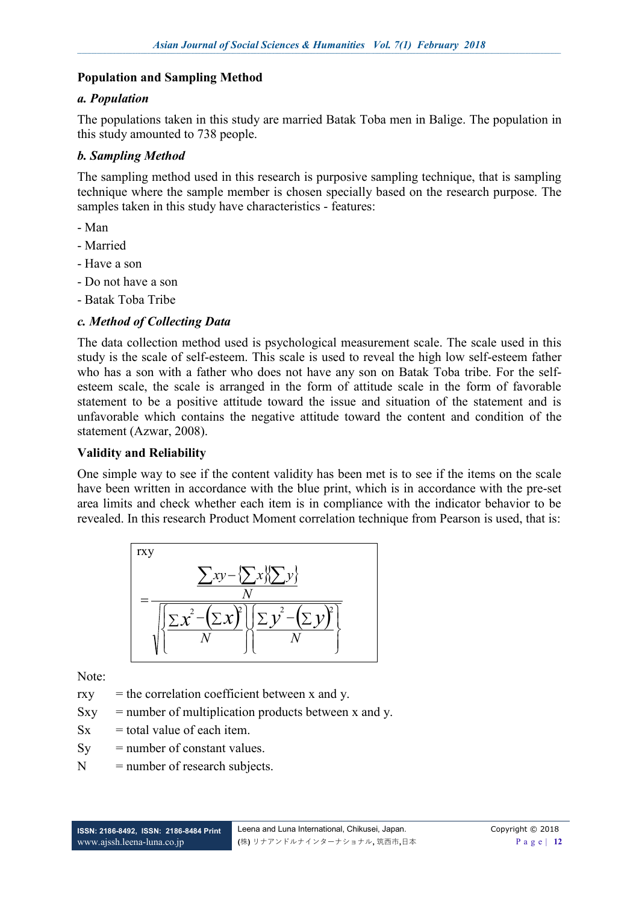**Population and Sampling Method**

***a. Population***

The populations taken in this study are married Batak Toba men in Balige. The population in this study amounted to 738 people.

***b. Sampling Method***

The sampling method used in this research is purposive sampling technique, that is sampling technique where the sample member is chosen specially based on the research purpose. The samples taken in this study have characteristics - features:

- Man
- Married
- Have a son
- Do not have a son
- Batak Toba Tribe

***c. Method of Collecting Data***

The data collection method used is psychological measurement scale. The scale used in this study is the scale of self-esteem. This scale is used to reveal the high low self-esteem father who has a son with a father who does not have any son on Batak Toba tribe. For the self-esteem scale, the scale is arranged in the form of attitude scale in the form of favorable statement to be a positive attitude toward the issue and situation of the statement and is unfavorable which contains the negative attitude toward the content and condition of the statement (Azwar, 2008).

**Validity and Reliability**

One simple way to see if the content validity has been met is to see if the items on the scale have been written in accordance with the blue print, which is in accordance with the pre-set area limits and check whether each item is in compliance with the indicator behavior to be revealed. In this research Product Moment correlation technique from Pearson is used, that is:

$$r_{xy} = \frac{\sum xy - \frac{\{\sum x\}\{\sum y\}}{N}}{\sqrt{\left\{\sum x^2 - \frac{(\sum x)^2}{N}\right\}\left\{\sum y^2 - \frac{(\sum y)^2}{N}\right\}}}$$

Note:

rxy = the correlation coefficient between x and y.

Sxy = number of multiplication products between x and y.

Sx = total value of each item.

Sy = number of constant values.

N = number of research subjects.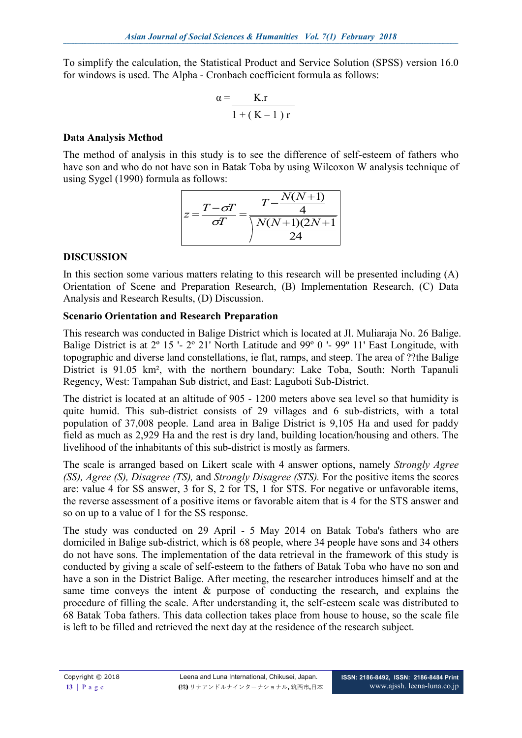To simplify the calculation, the Statistical Product and Service Solution (SPSS) version 16.0 for windows is used. The Alpha - Cronbach coefficient formula as follows:

$$\alpha = \frac{K.r}{1 + (K - 1)\, r}$$

**Data Analysis Method**

The method of analysis in this study is to see the difference of self-esteem of fathers who have son and who do not have son in Batak Toba by using Wilcoxon W analysis technique of using Sygel (1990) formula as follows:

$$z = \frac{T - \sigma T}{\sigma T} = \frac{T - \frac{N(N+1)}{4}}{\sqrt{\frac{N(N+1)(2N+1}{24}}}$$

**DISCUSSION**

In this section some various matters relating to this research will be presented including (A) Orientation of Scene and Preparation Research, (B) Implementation Research, (C) Data Analysis and Research Results, (D) Discussion.

**Scenario Orientation and Research Preparation**

This research was conducted in Balige District which is located at Jl. Muliaraja No. 26 Balige. Balige District is at 2º 15 '- 2º 21' North Latitude and 99º 0 '- 99º 11' East Longitude, with topographic and diverse land constellations, ie flat, ramps, and steep. The area of ??the Balige District is 91.05 km², with the northern boundary: Lake Toba, South: North Tapanuli Regency, West: Tampahan Sub district, and East: Laguboti Sub-District.

The district is located at an altitude of 905 - 1200 meters above sea level so that humidity is quite humid. This sub-district consists of 29 villages and 6 sub-districts, with a total population of 37,008 people. Land area in Balige District is 9,105 Ha and used for paddy field as much as 2,929 Ha and the rest is dry land, building location/housing and others. The livelihood of the inhabitants of this sub-district is mostly as farmers.

The scale is arranged based on Likert scale with 4 answer options, namely *Strongly Agree (SS), Agree (S), Disagree (TS),* and *Strongly Disagree (STS).* For the positive items the scores are: value 4 for SS answer, 3 for S, 2 for TS, 1 for STS. For negative or unfavorable items, the reverse assessment of a positive items or favorable aitem that is 4 for the STS answer and so on up to a value of 1 for the SS response.

The study was conducted on 29 April - 5 May 2014 on Batak Toba's fathers who are domiciled in Balige sub-district, which is 68 people, where 34 people have sons and 34 others do not have sons. The implementation of the data retrieval in the framework of this study is conducted by giving a scale of self-esteem to the fathers of Batak Toba who have no son and have a son in the District Balige. After meeting, the researcher introduces himself and at the same time conveys the intent & purpose of conducting the research, and explains the procedure of filling the scale. After understanding it, the self-esteem scale was distributed to 68 Batak Toba fathers. This data collection takes place from house to house, so the scale file is left to be filled and retrieved the next day at the residence of the research subject.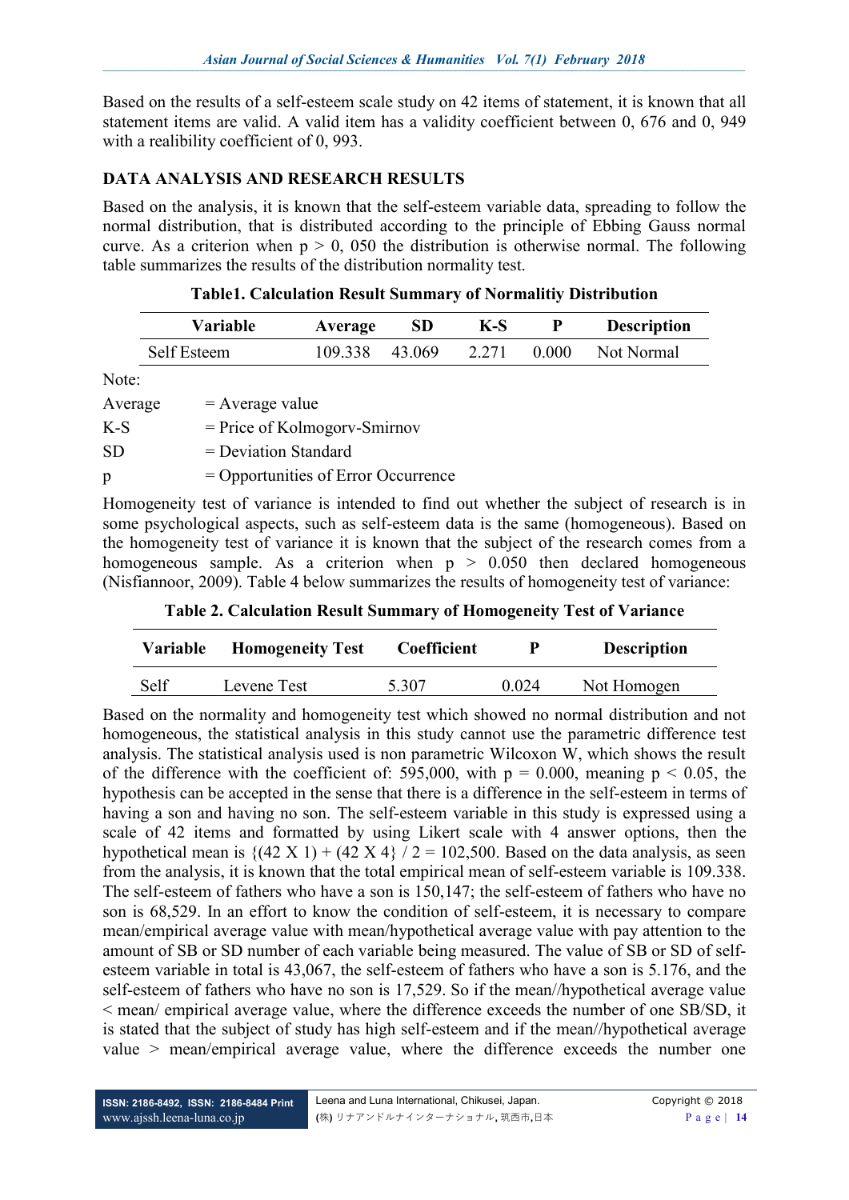Based on the results of a self-esteem scale study on 42 items of statement, it is known that all statement items are valid. A valid item has a validity coefficient between 0, 676 and 0, 949 with a realibility coefficient of 0, 993.

## DATA ANALYSIS AND RESEARCH RESULTS

Based on the analysis, it is known that the self-esteem variable data, spreading to follow the normal distribution, that is distributed according to the principle of Ebbing Gauss normal curve. As a criterion when $p > 0,050$ the distribution is otherwise normal. The following table summarizes the results of the distribution normality test.

**Table1. Calculation Result Summary of Normalitiy Distribution**

| Variable | Average | SD | K-S | P | Description |
|---|---|---|---|---|---|
| Self Esteem | 109.338 | 43.069 | 2.271 | 0.000 | Not Normal |

Note:

| | |
|---|---|
| Average | = Average value |
| K-S | = Price of Kolmogorv-Smirnov |
| SD | = Deviation Standard |
| p | = Opportunities of Error Occurrence |

Homogeneity test of variance is intended to find out whether the subject of research is in some psychological aspects, such as self-esteem data is the same (homogeneous). Based on the homogeneity test of variance it is known that the subject of the research comes from a homogeneous sample. As a criterion when $p > 0.050$ then declared homogeneous (Nisfiannoor, 2009). Table 4 below summarizes the results of homogeneity test of variance:

**Table 2. Calculation Result Summary of Homogeneity Test of Variance**

| Variable | Homogeneity Test | Coefficient | P | Description |
|---|---|---|---|---|
| Self | Levene Test | 5.307 | 0.024 | Not Homogen |

Based on the normality and homogeneity test which showed no normal distribution and not homogeneous, the statistical analysis in this study cannot use the parametric difference test analysis. The statistical analysis used is non parametric Wilcoxon W, which shows the result of the difference with the coefficient of: 595,000, with $p = 0.000$, meaning $p < 0.05$, the hypothesis can be accepted in the sense that there is a difference in the self-esteem in terms of having a son and having no son. The self-esteem variable in this study is expressed using a scale of 42 items and formatted by using Likert scale with 4 answer options, then the hypothetical mean is $\{(42 \text{ X } 1) + (42 \text{ X } 4\} / 2 = 102{,}500$. Based on the data analysis, as seen from the analysis, it is known that the total empirical mean of self-esteem variable is 109.338. The self-esteem of fathers who have a son is 150,147; the self-esteem of fathers who have no son is 68,529. In an effort to know the condition of self-esteem, it is necessary to compare mean/empirical average value with mean/hypothetical average value with pay attention to the amount of SB or SD number of each variable being measured. The value of SB or SD of self-esteem variable in total is 43,067, the self-esteem of fathers who have a son is 5.176, and the self-esteem of fathers who have no son is 17,529. So if the mean//hypothetical average value < mean/ empirical average value, where the difference exceeds the number of one SB/SD, it is stated that the subject of study has high self-esteem and if the mean//hypothetical average value > mean/empirical average value, where the difference exceeds the number one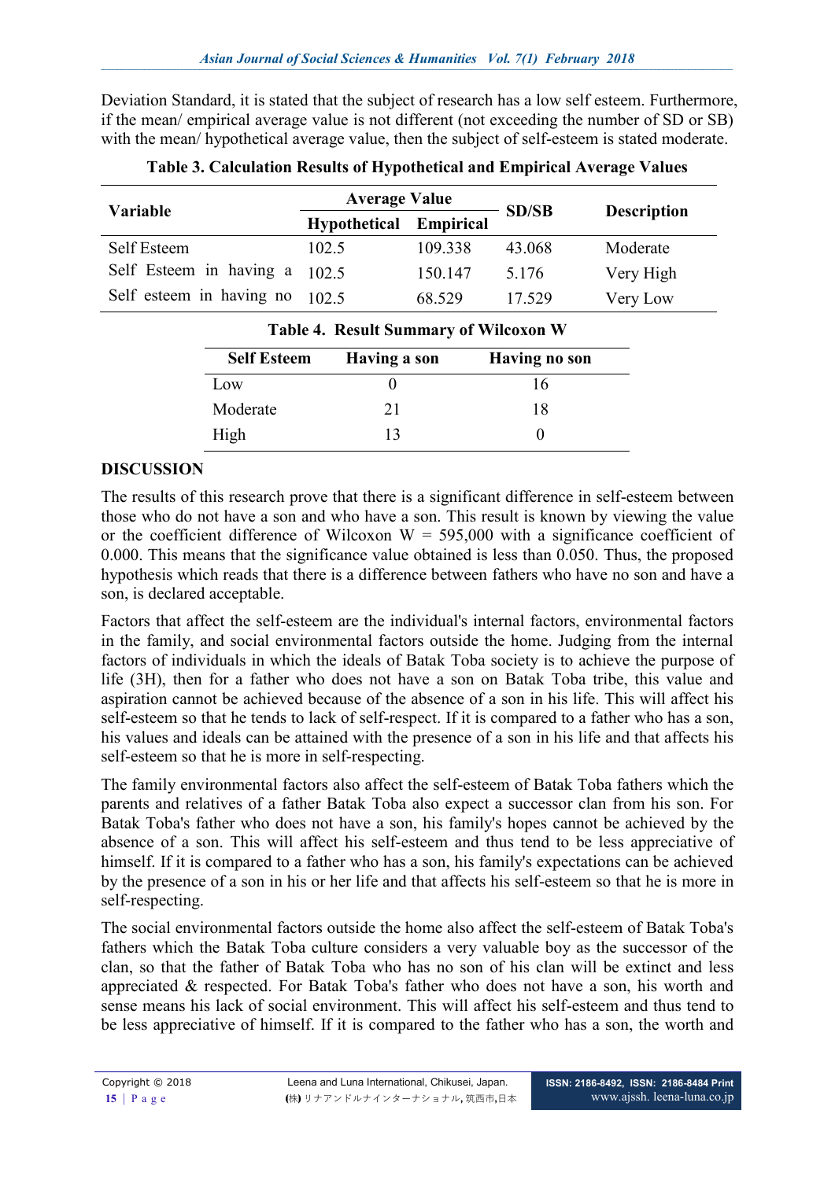Deviation Standard, it is stated that the subject of research has a low self esteem. Furthermore, if the mean/ empirical average value is not different (not exceeding the number of SD or SB) with the mean/ hypothetical average value, then the subject of self-esteem is stated moderate.

**Table 3. Calculation Results of Hypothetical and Empirical Average Values**

| Variable | Average Value | | SD/SB | Description |
|---|---|---|---|---|
| | Hypothetical | Empirical | | |
| Self Esteem | 102.5 | 109.338 | 43.068 | Moderate |
| Self Esteem in having a | 102.5 | 150.147 | 5.176 | Very High |
| Self esteem in having no | 102.5 | 68.529 | 17.529 | Very Low |

**Table 4. Result Summary of Wilcoxon W**

| Self Esteem | Having a son | Having no son |
|---|---|---|
| Low | 0 | 16 |
| Moderate | 21 | 18 |
| High | 13 | 0 |

## DISCUSSION

The results of this research prove that there is a significant difference in self-esteem between those who do not have a son and who have a son. This result is known by viewing the value or the coefficient difference of Wilcoxon W = 595,000 with a significance coefficient of 0.000. This means that the significance value obtained is less than 0.050. Thus, the proposed hypothesis which reads that there is a difference between fathers who have no son and have a son, is declared acceptable.

Factors that affect the self-esteem are the individual's internal factors, environmental factors in the family, and social environmental factors outside the home. Judging from the internal factors of individuals in which the ideals of Batak Toba society is to achieve the purpose of life (3H), then for a father who does not have a son on Batak Toba tribe, this value and aspiration cannot be achieved because of the absence of a son in his life. This will affect his self-esteem so that he tends to lack of self-respect. If it is compared to a father who has a son, his values and ideals can be attained with the presence of a son in his life and that affects his self-esteem so that he is more in self-respecting.

The family environmental factors also affect the self-esteem of Batak Toba fathers which the parents and relatives of a father Batak Toba also expect a successor clan from his son. For Batak Toba's father who does not have a son, his family's hopes cannot be achieved by the absence of a son. This will affect his self-esteem and thus tend to be less appreciative of himself. If it is compared to a father who has a son, his family's expectations can be achieved by the presence of a son in his or her life and that affects his self-esteem so that he is more in self-respecting.

The social environmental factors outside the home also affect the self-esteem of Batak Toba's fathers which the Batak Toba culture considers a very valuable boy as the successor of the clan, so that the father of Batak Toba who has no son of his clan will be extinct and less appreciated & respected. For Batak Toba's father who does not have a son, his worth and sense means his lack of social environment. This will affect his self-esteem and thus tend to be less appreciative of himself. If it is compared to the father who has a son, the worth and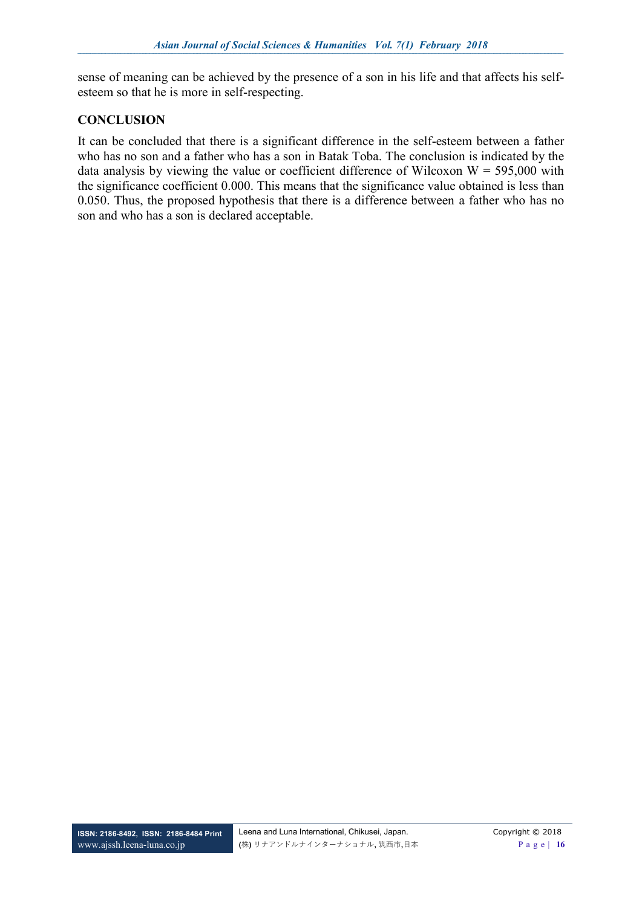sense of meaning can be achieved by the presence of a son in his life and that affects his self-esteem so that he is more in self-respecting.

## CONCLUSION

It can be concluded that there is a significant difference in the self-esteem between a father who has no son and a father who has a son in Batak Toba. The conclusion is indicated by the data analysis by viewing the value or coefficient difference of Wilcoxon W = 595,000 with the significance coefficient 0.000. This means that the significance value obtained is less than 0.050. Thus, the proposed hypothesis that there is a difference between a father who has no son and who has a son is declared acceptable.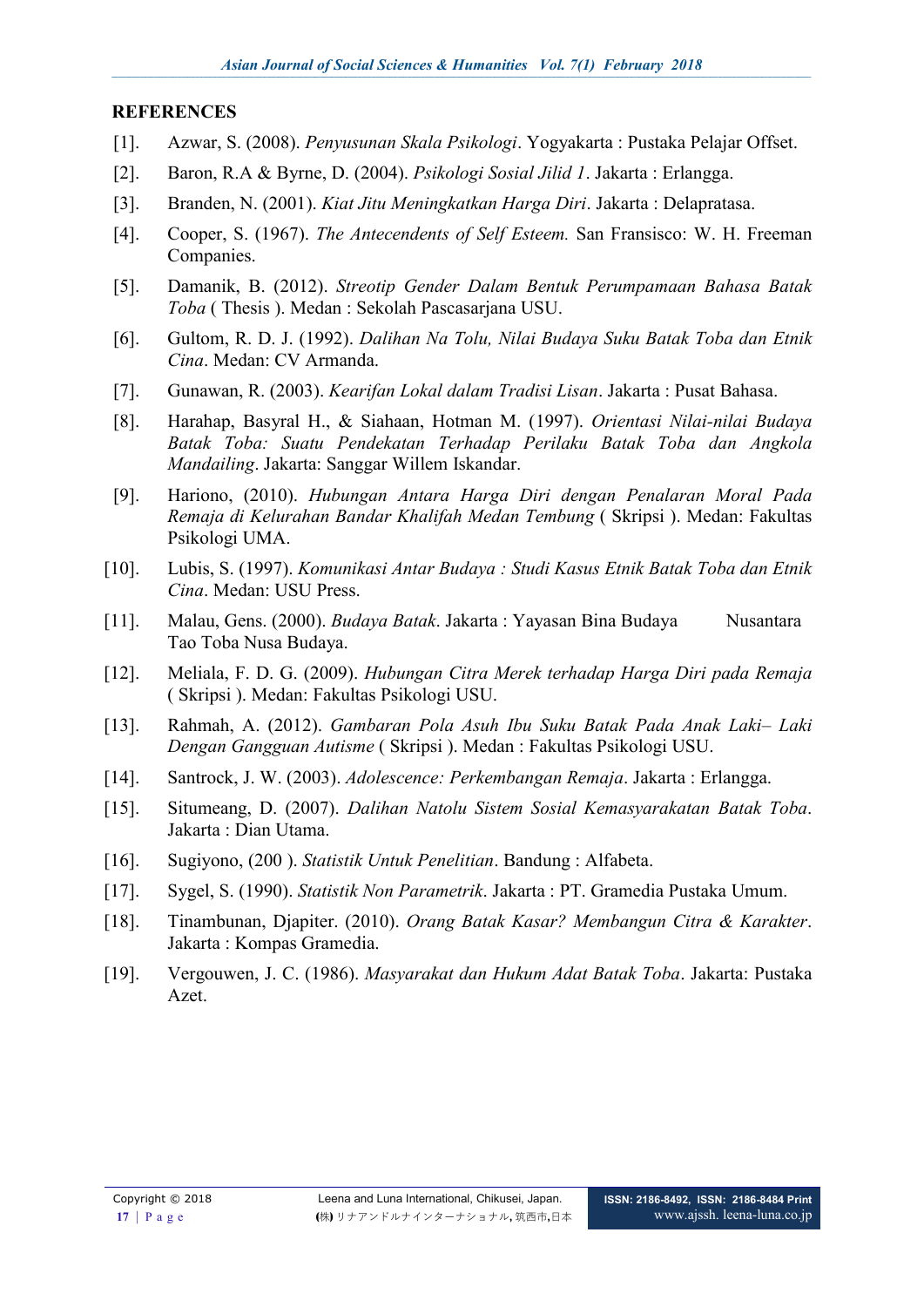## REFERENCES

[1]. Azwar, S. (2008). *Penyusunan Skala Psikologi*. Yogyakarta : Pustaka Pelajar Offset.

[2]. Baron, R.A & Byrne, D. (2004). *Psikologi Sosial Jilid 1*. Jakarta : Erlangga.

[3]. Branden, N. (2001). *Kiat Jitu Meningkatkan Harga Diri*. Jakarta : Delapratasa.

[4]. Cooper, S. (1967). *The Antecendents of Self Esteem.* San Fransisco: W. H. Freeman Companies.

[5]. Damanik, B. (2012). *Streotip Gender Dalam Bentuk Perumpamaan Bahasa Batak Toba* ( Thesis ). Medan : Sekolah Pascasarjana USU.

[6]. Gultom, R. D. J. (1992). *Dalihan Na Tolu, Nilai Budaya Suku Batak Toba dan Etnik Cina*. Medan: CV Armanda.

[7]. Gunawan, R. (2003). *Kearifan Lokal dalam Tradisi Lisan*. Jakarta : Pusat Bahasa.

[8]. Harahap, Basyral H., & Siahaan, Hotman M. (1997). *Orientasi Nilai-nilai Budaya Batak Toba: Suatu Pendekatan Terhadap Perilaku Batak Toba dan Angkola Mandailing*. Jakarta: Sanggar Willem Iskandar.

[9]. Hariono, (2010). *Hubungan Antara Harga Diri dengan Penalaran Moral Pada Remaja di Kelurahan Bandar Khalifah Medan Tembung* ( Skripsi ). Medan: Fakultas Psikologi UMA.

[10]. Lubis, S. (1997). *Komunikasi Antar Budaya : Studi Kasus Etnik Batak Toba dan Etnik Cina*. Medan: USU Press.

[11]. Malau, Gens. (2000). *Budaya Batak*. Jakarta : Yayasan Bina Budaya Nusantara Tao Toba Nusa Budaya.

[12]. Meliala, F. D. G. (2009). *Hubungan Citra Merek terhadap Harga Diri pada Remaja* ( Skripsi ). Medan: Fakultas Psikologi USU.

[13]. Rahmah, A. (2012). *Gambaran Pola Asuh Ibu Suku Batak Pada Anak Laki– Laki Dengan Gangguan Autisme* ( Skripsi ). Medan : Fakultas Psikologi USU.

[14]. Santrock, J. W. (2003). *Adolescence: Perkembangan Remaja*. Jakarta : Erlangga.

[15]. Situmeang, D. (2007). *Dalihan Natolu Sistem Sosial Kemasyarakatan Batak Toba*. Jakarta : Dian Utama.

[16]. Sugiyono, (200 ). *Statistik Untuk Penelitian*. Bandung : Alfabeta.

[17]. Sygel, S. (1990). *Statistik Non Parametrik*. Jakarta : PT. Gramedia Pustaka Umum.

[18]. Tinambunan, Djapiter. (2010). *Orang Batak Kasar? Membangun Citra & Karakter*. Jakarta : Kompas Gramedia.

[19]. Vergouwen, J. C. (1986). *Masyarakat dan Hukum Adat Batak Toba*. Jakarta: Pustaka Azet.